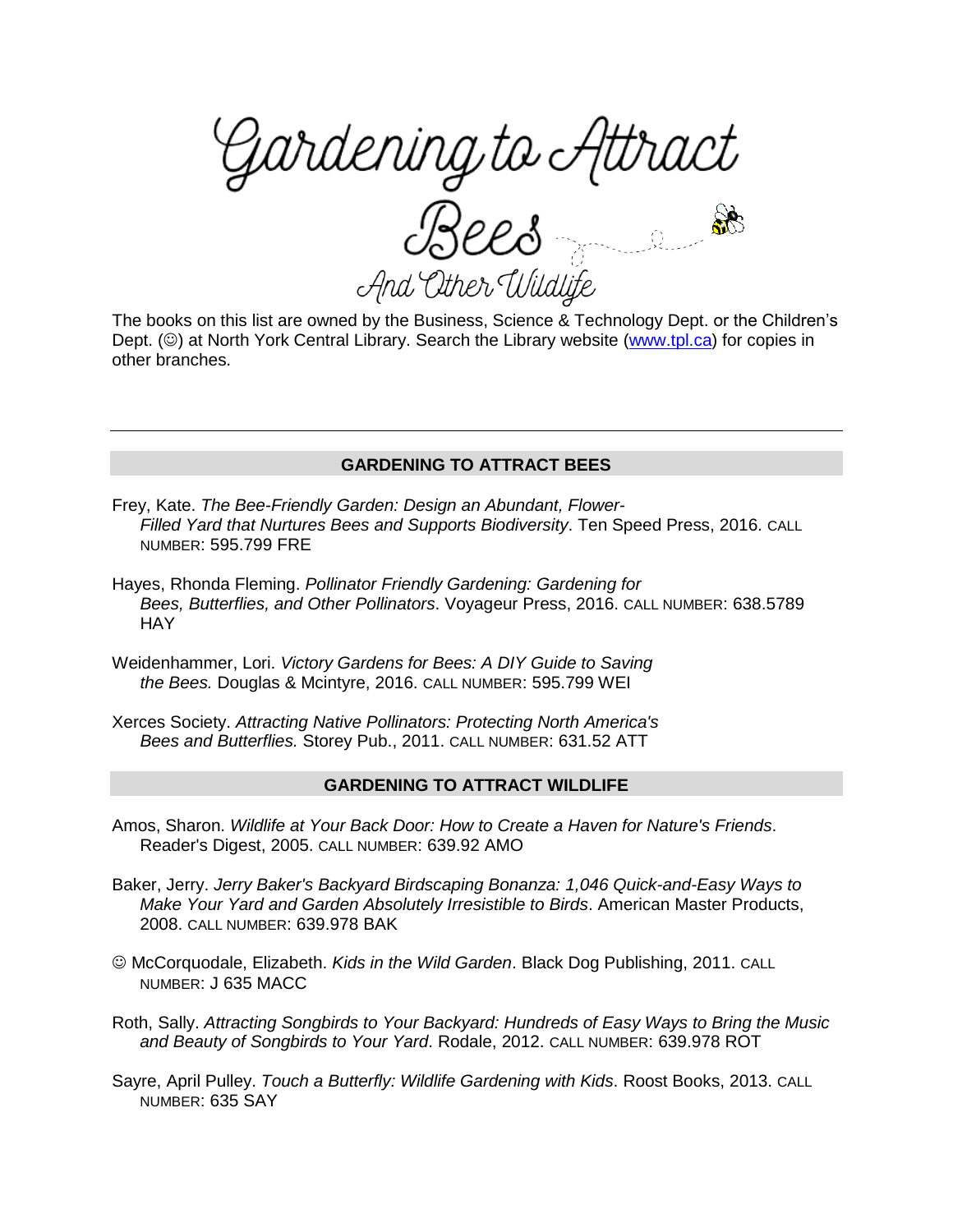# Gardening to Attract Bees

## And Other Wildlife

The books on this list are owned by the Business, Science & Technology Dept. or the Children's Dept. (☺) at North York Central Library. Search the Library website ([www.tpl.ca](http://www.tpl.ca)) for copies in other branches.

---

### GARDENING TO ATTRACT BEES

Frey, Kate. *The Bee-Friendly Garden: Design an Abundant, Flower-Filled Yard that Nurtures Bees and Supports Biodiversity*. Ten Speed Press, 2016. CALL NUMBER: 595.799 FRE

Hayes, Rhonda Fleming. *Pollinator Friendly Gardening: Gardening for Bees, Butterflies, and Other Pollinators*. Voyageur Press, 2016. CALL NUMBER: 638.5789 HAY

Weidenhammer, Lori. *Victory Gardens for Bees: A DIY Guide to Saving the Bees.* Douglas & Mcintyre, 2016. CALL NUMBER: 595.799 WEI

Xerces Society. *Attracting Native Pollinators: Protecting North America's Bees and Butterflies.* Storey Pub., 2011. CALL NUMBER: 631.52 ATT

### GARDENING TO ATTRACT WILDLIFE

Amos, Sharon. *Wildlife at Your Back Door: How to Create a Haven for Nature's Friends*. Reader's Digest, 2005. CALL NUMBER: 639.92 AMO

Baker, Jerry. *Jerry Baker's Backyard Birdscaping Bonanza: 1,046 Quick-and-Easy Ways to Make Your Yard and Garden Absolutely Irresistible to Birds*. American Master Products, 2008. CALL NUMBER: 639.978 BAK

☺ McCorquodale, Elizabeth. *Kids in the Wild Garden*. Black Dog Publishing, 2011. CALL NUMBER: J 635 MACC

Roth, Sally. *Attracting Songbirds to Your Backyard: Hundreds of Easy Ways to Bring the Music and Beauty of Songbirds to Your Yard*. Rodale, 2012. CALL NUMBER: 639.978 ROT

Sayre, April Pulley. *Touch a Butterfly: Wildlife Gardening with Kids*. Roost Books, 2013. CALL NUMBER: 635 SAY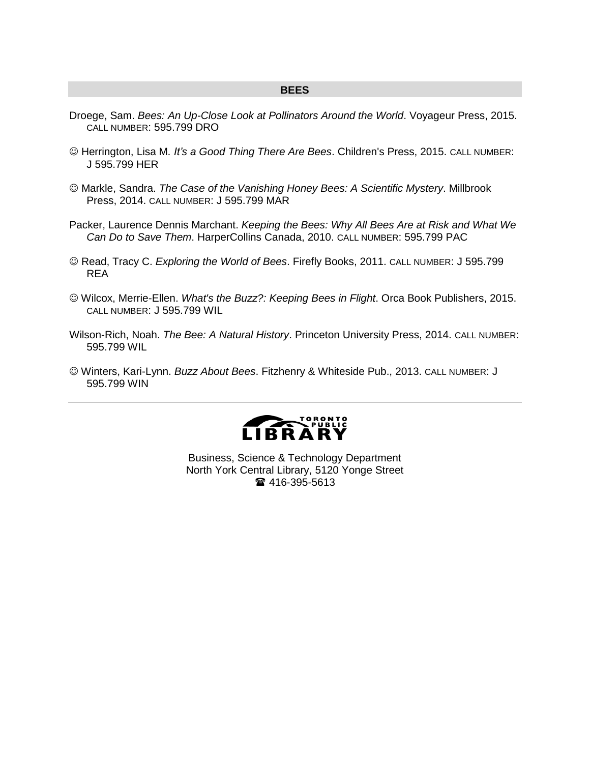## BEES

Droege, Sam. *Bees: An Up-Close Look at Pollinators Around the World*. Voyageur Press, 2015. CALL NUMBER: 595.799 DRO

☺ Herrington, Lisa M. *It's a Good Thing There Are Bees*. Children's Press, 2015. CALL NUMBER: J 595.799 HER

☺ Markle, Sandra. *The Case of the Vanishing Honey Bees: A Scientific Mystery*. Millbrook Press, 2014. CALL NUMBER: J 595.799 MAR

Packer, Laurence Dennis Marchant. *Keeping the Bees: Why All Bees Are at Risk and What We Can Do to Save Them*. HarperCollins Canada, 2010. CALL NUMBER: 595.799 PAC

☺ Read, Tracy C. *Exploring the World of Bees*. Firefly Books, 2011. CALL NUMBER: J 595.799 REA

☺ Wilcox, Merrie-Ellen. *What's the Buzz?: Keeping Bees in Flight*. Orca Book Publishers, 2015. CALL NUMBER: J 595.799 WIL

Wilson-Rich, Noah. *The Bee: A Natural History*. Princeton University Press, 2014. CALL NUMBER: 595.799 WIL

☺ Winters, Kari-Lynn. *Buzz About Bees*. Fitzhenry & Whiteside Pub., 2013. CALL NUMBER: J 595.799 WIN

---

TORONTO PUBLIC LIBRARY

Business, Science & Technology Department
North York Central Library, 5120 Yonge Street
☎ 416-395-5613